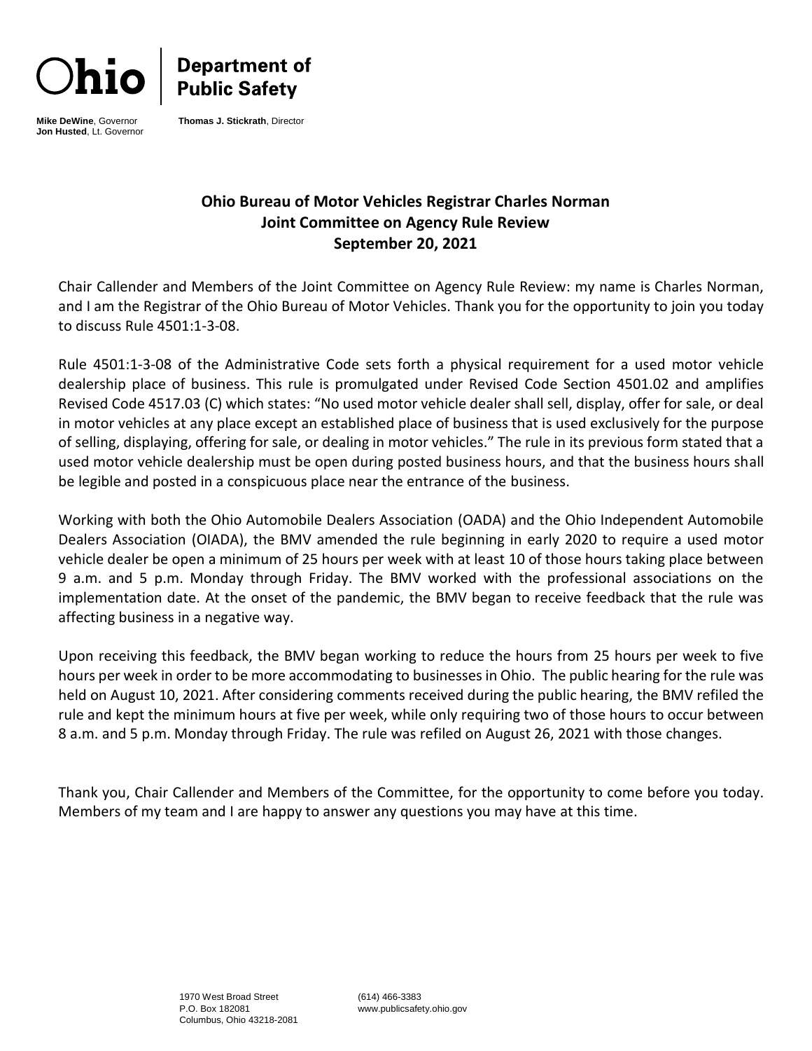**Ohio | Department of Public Safety**

**Mike DeWine**, Governor
**Jon Husted**, Lt. Governor

**Thomas J. Stickrath**, Director

## Ohio Bureau of Motor Vehicles Registrar Charles Norman
## Joint Committee on Agency Rule Review
## September 20, 2021

Chair Callender and Members of the Joint Committee on Agency Rule Review: my name is Charles Norman, and I am the Registrar of the Ohio Bureau of Motor Vehicles. Thank you for the opportunity to join you today to discuss Rule 4501:1-3-08.

Rule 4501:1-3-08 of the Administrative Code sets forth a physical requirement for a used motor vehicle dealership place of business. This rule is promulgated under Revised Code Section 4501.02 and amplifies Revised Code 4517.03 (C) which states: "No used motor vehicle dealer shall sell, display, offer for sale, or deal in motor vehicles at any place except an established place of business that is used exclusively for the purpose of selling, displaying, offering for sale, or dealing in motor vehicles." The rule in its previous form stated that a used motor vehicle dealership must be open during posted business hours, and that the business hours shall be legible and posted in a conspicuous place near the entrance of the business.

Working with both the Ohio Automobile Dealers Association (OADA) and the Ohio Independent Automobile Dealers Association (OIADA), the BMV amended the rule beginning in early 2020 to require a used motor vehicle dealer be open a minimum of 25 hours per week with at least 10 of those hours taking place between 9 a.m. and 5 p.m. Monday through Friday. The BMV worked with the professional associations on the implementation date. At the onset of the pandemic, the BMV began to receive feedback that the rule was affecting business in a negative way.

Upon receiving this feedback, the BMV began working to reduce the hours from 25 hours per week to five hours per week in order to be more accommodating to businesses in Ohio. The public hearing for the rule was held on August 10, 2021. After considering comments received during the public hearing, the BMV refiled the rule and kept the minimum hours at five per week, while only requiring two of those hours to occur between 8 a.m. and 5 p.m. Monday through Friday. The rule was refiled on August 26, 2021 with those changes.

Thank you, Chair Callender and Members of the Committee, for the opportunity to come before you today. Members of my team and I are happy to answer any questions you may have at this time.

1970 West Broad Street
P.O. Box 182081
Columbus, Ohio 43218-2081

(614) 466-3383
www.publicsafety.ohio.gov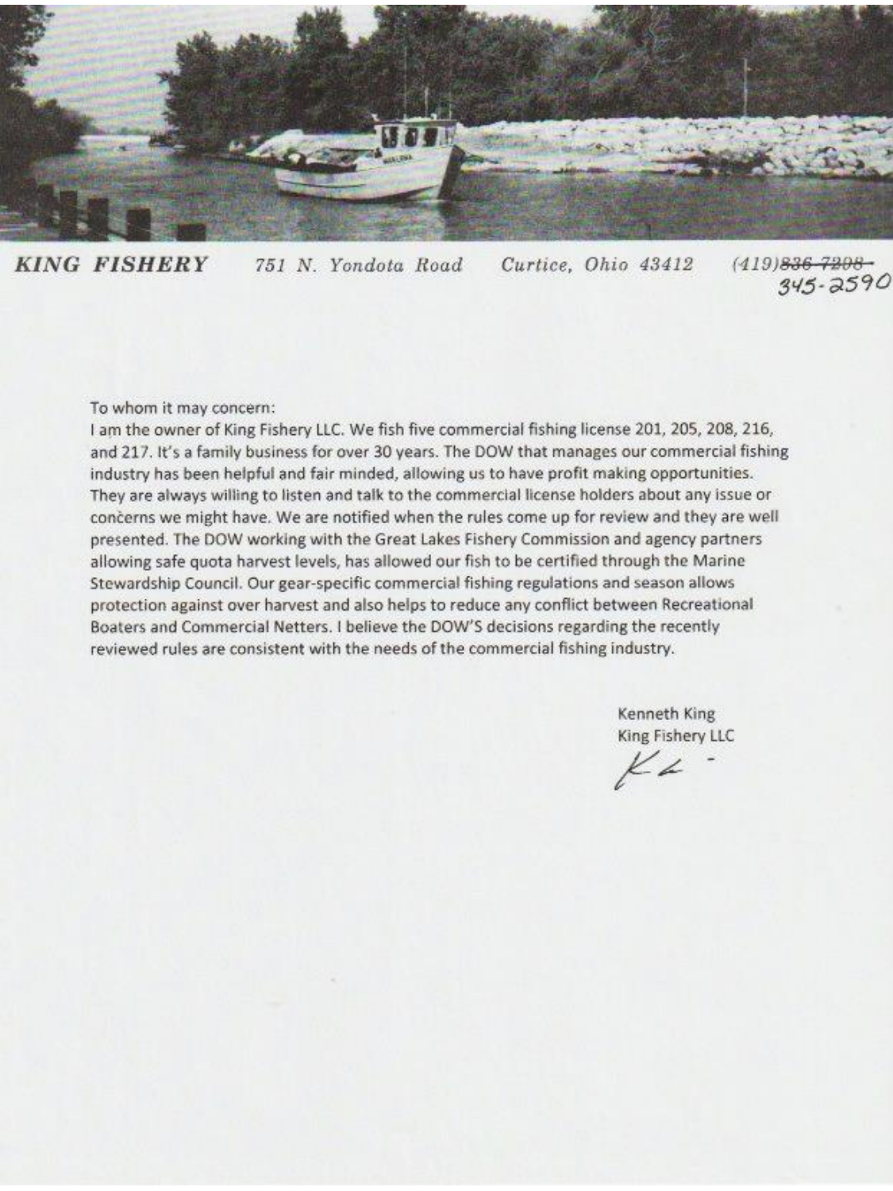**KING FISHERY** *751 N. Yondota Road* *Curtice, Ohio 43412* *(419)~~836-7208~~ 345-2590*

To whom it may concern:

I am the owner of King Fishery LLC. We fish five commercial fishing license 201, 205, 208, 216, and 217. It's a family business for over 30 years. The DOW that manages our commercial fishing industry has been helpful and fair minded, allowing us to have profit making opportunities. They are always willing to listen and talk to the commercial license holders about any issue or concerns we might have. We are notified when the rules come up for review and they are well presented. The DOW working with the Great Lakes Fishery Commission and agency partners allowing safe quota harvest levels, has allowed our fish to be certified through the Marine Stewardship Council. Our gear-specific commercial fishing regulations and season allows protection against over harvest and also helps to reduce any conflict between Recreational Boaters and Commercial Netters. I believe the DOW'S decisions regarding the recently reviewed rules are consistent with the needs of the commercial fishing industry.

Kenneth King
King Fishery LLC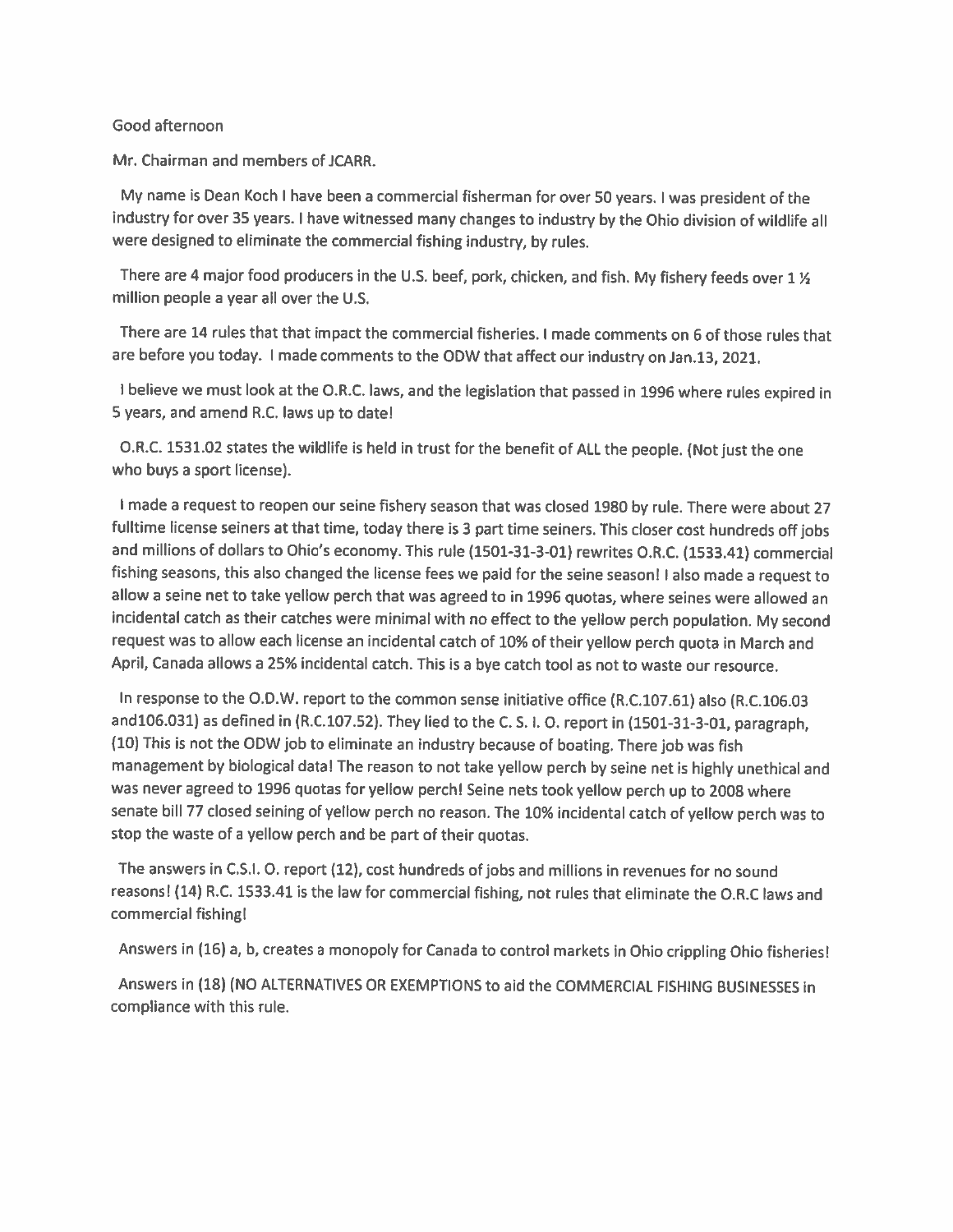Good afternoon

Mr. Chairman and members of JCARR.

My name is Dean Koch I have been a commercial fisherman for over 50 years. I was president of the industry for over 35 years. I have witnessed many changes to industry by the Ohio division of wildlife all were designed to eliminate the commercial fishing industry, by rules.

There are 4 major food producers in the U.S. beef, pork, chicken, and fish. My fishery feeds over 1 ½ million people a year all over the U.S.

There are 14 rules that that impact the commercial fisheries. I made comments on 6 of those rules that are before you today. I made comments to the ODW that affect our industry on Jan.13, 2021.

I believe we must look at the O.R.C. laws, and the legislation that passed in 1996 where rules expired in 5 years, and amend R.C. laws up to date!

O.R.C. 1531.02 states the wildlife is held in trust for the benefit of ALL the people. (Not just the one who buys a sport license).

I made a request to reopen our seine fishery season that was closed 1980 by rule. There were about 27 fulltime license seiners at that time, today there is 3 part time seiners. This closer cost hundreds off jobs and millions of dollars to Ohio's economy. This rule (1501-31-3-01) rewrites O.R.C. (1533.41) commercial fishing seasons, this also changed the license fees we paid for the seine season! I also made a request to allow a seine net to take yellow perch that was agreed to in 1996 quotas, where seines were allowed an incidental catch as their catches were minimal with no effect to the yellow perch population. My second request was to allow each license an incidental catch of 10% of their yellow perch quota in March and April, Canada allows a 25% incidental catch. This is a bye catch tool as not to waste our resource.

In response to the O.D.W. report to the common sense initiative office (R.C.107.61) also (R.C.106.03 and106.031) as defined in (R.C.107.52). They lied to the C. S. I. O. report in (1501-31-3-01, paragraph, (10) This is not the ODW job to eliminate an industry because of boating. There job was fish management by biological data! The reason to not take yellow perch by seine net is highly unethical and was never agreed to 1996 quotas for yellow perch! Seine nets took yellow perch up to 2008 where senate bill 77 closed seining of yellow perch no reason. The 10% incidental catch of yellow perch was to stop the waste of a yellow perch and be part of their quotas.

The answers in C.S.I. O. report (12), cost hundreds of jobs and millions in revenues for no sound reasons! (14) R.C. 1533.41 is the law for commercial fishing, not rules that eliminate the O.R.C laws and commercial fishing!

Answers in (16) a, b, creates a monopoly for Canada to control markets in Ohio crippling Ohio fisheries!

Answers in (18) (NO ALTERNATIVES OR EXEMPTIONS to aid the COMMERCIAL FISHING BUSINESSES in compliance with this rule.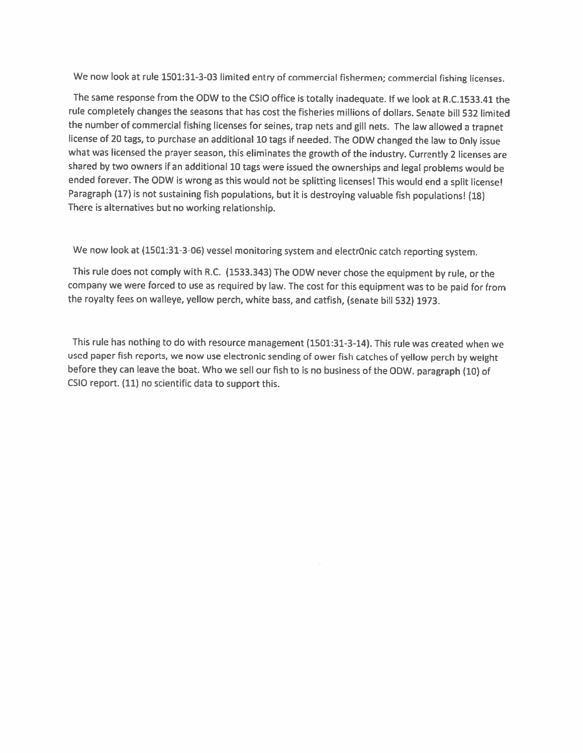We now look at rule 1501:31-3-03 limited entry of commercial fishermen; commercial fishing licenses.

The same response from the ODW to the CSIO office is totally inadequate. If we look at R.C.1533.41 the rule completely changes the seasons that has cost the fisheries millions of dollars. Senate bill 532 limited the number of commercial fishing licenses for seines, trap nets and gill nets. The law allowed a trapnet license of 20 tags, to purchase an additional 10 tags if needed. The ODW changed the law to Only issue what was licensed the prayer season, this eliminates the growth of the industry. Currently 2 licenses are shared by two owners if an additional 10 tags were issued the ownerships and legal problems would be ended forever. The ODW is wrong as this would not be splitting licenses! This would end a split license! Paragraph (17) is not sustaining fish populations, but it is destroying valuable fish populations! (18) There is alternatives but no working relationship.

We now look at (1501:31-3-06) vessel monitoring system and electrOnic catch reporting system.

This rule does not comply with R.C. (1533.343) The ODW never chose the equipment by rule, or the company we were forced to use as required by law. The cost for this equipment was to be paid for from the royalty fees on walleye, yellow perch, white bass, and catfish, (senate bill 532) 1973.

This rule has nothing to do with resource management (1501:31-3-14). This rule was created when we used paper fish reports, we now use electronic sending of ower fish catches of yellow perch by weight before they can leave the boat. Who we sell our fish to is no business of the ODW. paragraph (10) of CSIO report. (11) no scientific data to support this.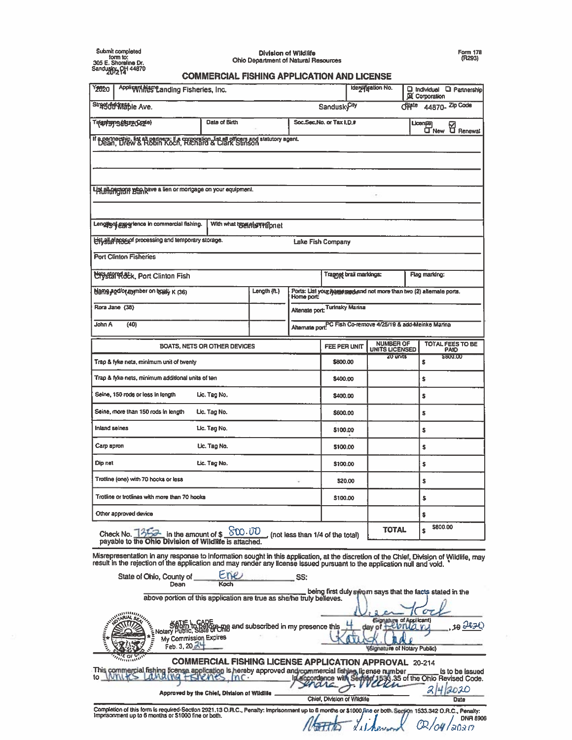Submit completed form to:
305 E. Shoreline Dr.
Sandusky, OH 44870
20-214

Division of Wildlife
Ohio Department of Natural Resources

Form 178
(R293)

# COMMERCIAL FISHING APPLICATION AND LICENSE

| | | | |
|---|---|---|---|
| Year 2020 | Applicant Name Whites Landing Fisheries, Inc. | Identification No. 214 | ☐ Individual ☐ Partnership ☒ Corporation |
| Street Address 4500 Maple Ave. | City Sandusky | State OH | Zip Code 44870- |
| Telephone (Area Code) (419) 366-2042 | Date of Birth | Soc.Sec.No. or Tax I.D.# | License ☐ New ☑ Renewal |

If a partnership, list all partners; if a corporation, list all officers and statutory agent.
Dean, Drew & Robin Koch, Richard & Clark Stinson

List all persons who have a lien or mortgage on your equipment.
Huntington Bank

Length of experience in commercial fishing. 45 years | With what type of gear? Seine/Trapnet

List all places of processing and temporary storage.
Crystal Rock | Lake Fish Company
Port Clinton Fisheries

Nets stored at: Crystal Rock, Port Clinton Fish | Trapnet brail markings: DK | Flag marking:

| Name and/or number on boats | Length (ft.) | Ports: List your home port and not more than two (2) alternate ports. |
|---|---|---|
| Sally K (36) | | Home port: Crystal Rock |
| Rora Jane (38) | | Alternate port: Turinsky Marina |
| John A (40) | | Alternate port: PC Fish Co-remove 4/25/19 & add-Meinke Marina |

| BOATS, NETS OR OTHER DEVICES | | FEE PER UNIT | NUMBER OF UNITS LICENSED | TOTAL FEES TO BE PAID |
|---|---|---|---|---|
| Trap & fyke nets, minimum unit of twenty | | $800.00 | 20 units | $ $800.00 |
| Trap & fyke nets, minimum additional units of ten | | $400.00 | | $ |
| Seine, 150 rods or less in length | Lic. Tag No. | $400.00 | | $ |
| Seine, more than 150 rods in length | Lic. Tag No. | $600.00 | | $ |
| Inland seines | Lic. Tag No. | $100.00 | | $ |
| Carp apron | Lic. Tag No. | $100.00 | | $ |
| Dip net | Lic. Tag No. | $100.00 | | $ |
| Trotline (one) with 70 hooks or less | | $20.00 | | $ |
| Trotline or trotlines with more than 70 hooks | | $100.00 | | $ |
| Other approved device | | | | $ |
| | | | TOTAL | $ $800.00 |

Check No. 1352 in the amount of $ 800.00 (not less than 1/4 of the total) payable to the **Ohio Division of Wildlife** is attached.

Misrepresentation in any response to information sought in this application, at the discretion of the Chief, Division of Wildlife, may result in the rejection of the application and may render any license issued pursuant to the application null and void.

State of Ohio, County of Erie SS:

Dean Koch being first duly sworn says that the facts stated in the above portion of this application are true as she/he truly believes.

Dean Koch
(Signature of Applicant)

KATIE L. CADE
Notary Public, State of Ohio
My Commission Expires
Feb. 3, 2024

Sworn to before me and subscribed in my presence this 4 day of February, 19 2020

Katie L. Cade
(Signature of Notary Public)

## COMMERCIAL FISHING LICENSE APPLICATION APPROVAL 20-214

This commercial fishing license application is hereby approved and commercial fishing license number ______ is to be issued to Whites Landing Fisheries, Inc. In accordance with Section 1533.35 of the Ohio Revised Code.

Approved by the Chief, Division of Wildlife
Sandra J. Walker
Chief, Division of Wildlife
2/4/2020
Date

Completion of this form is required-Section 2921.13 O.R.C., Penalty: Imprisonment up to 6 months or $1000 fine or both. Section 1533.342 O.R.C., Penalty: Imprisonment up to 6 months or $1000 fine or both.

DNR 8906

Martha Lithenand 02/04/2020